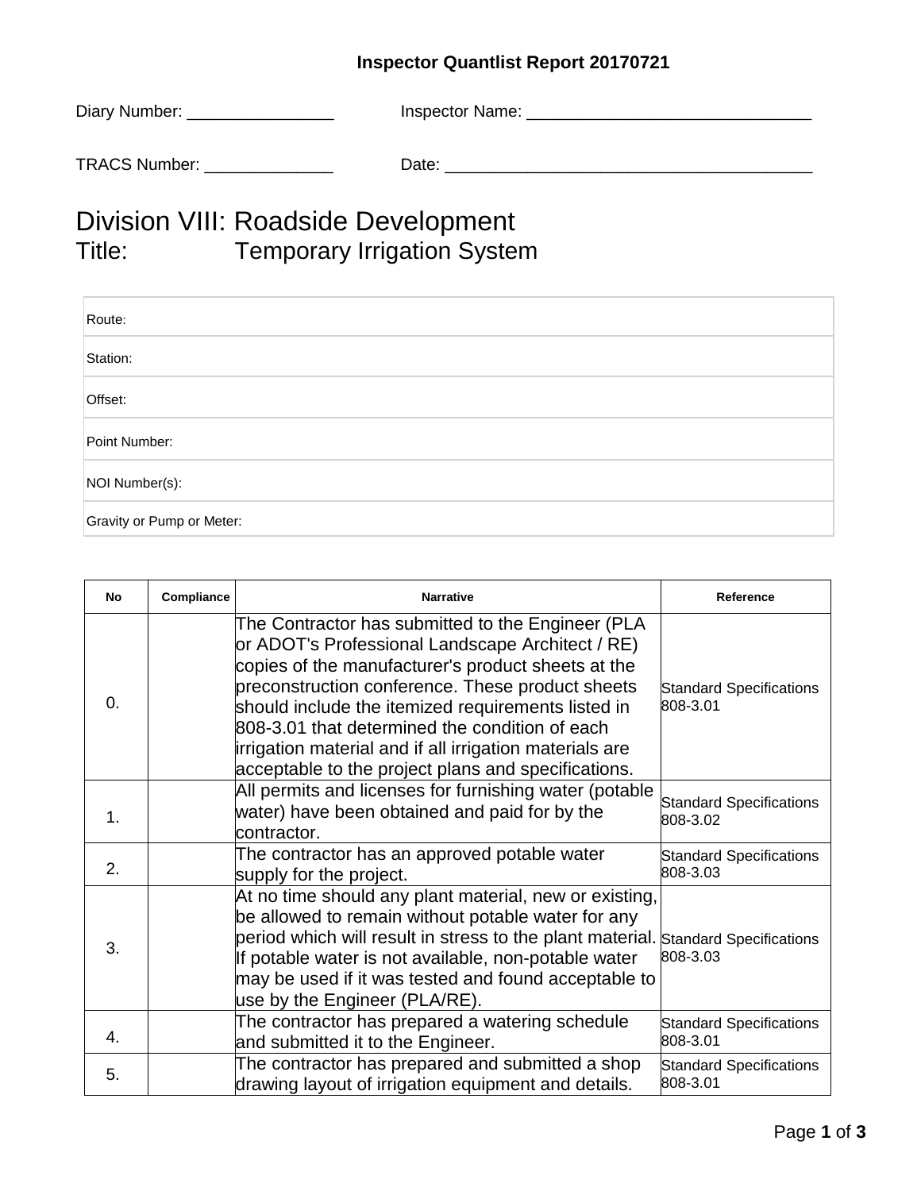**Inspector Quantlist Report 20170721**

Diary Number: ________________ Inspector Name: _______________________________

TRACS Number: ______________ Date: ________________________________________

# Division VIII: Roadside Development

## Title: Temporary Irrigation System

| Route: |
|---|
| Station: |
| Offset: |
| Point Number: |
| NOI Number(s): |
| Gravity or Pump or Meter: |

| No | Compliance | Narrative | Reference |
|---|---|---|---|
| 0. | | The Contractor has submitted to the Engineer (PLA or ADOT's Professional Landscape Architect / RE) copies of the manufacturer's product sheets at the preconstruction conference. These product sheets should include the itemized requirements listed in 808-3.01 that determined the condition of each irrigation material and if all irrigation materials are acceptable to the project plans and specifications. | Standard Specifications 808-3.01 |
| 1. | | All permits and licenses for furnishing water (potable water) have been obtained and paid for by the contractor. | Standard Specifications 808-3.02 |
| 2. | | The contractor has an approved potable water supply for the project. | Standard Specifications 808-3.03 |
| 3. | | At no time should any plant material, new or existing, be allowed to remain without potable water for any period which will result in stress to the plant material. If potable water is not available, non-potable water may be used if it was tested and found acceptable to use by the Engineer (PLA/RE). | Standard Specifications 808-3.03 |
| 4. | | The contractor has prepared a watering schedule and submitted it to the Engineer. | Standard Specifications 808-3.01 |
| 5. | | The contractor has prepared and submitted a shop drawing layout of irrigation equipment and details. | Standard Specifications 808-3.01 |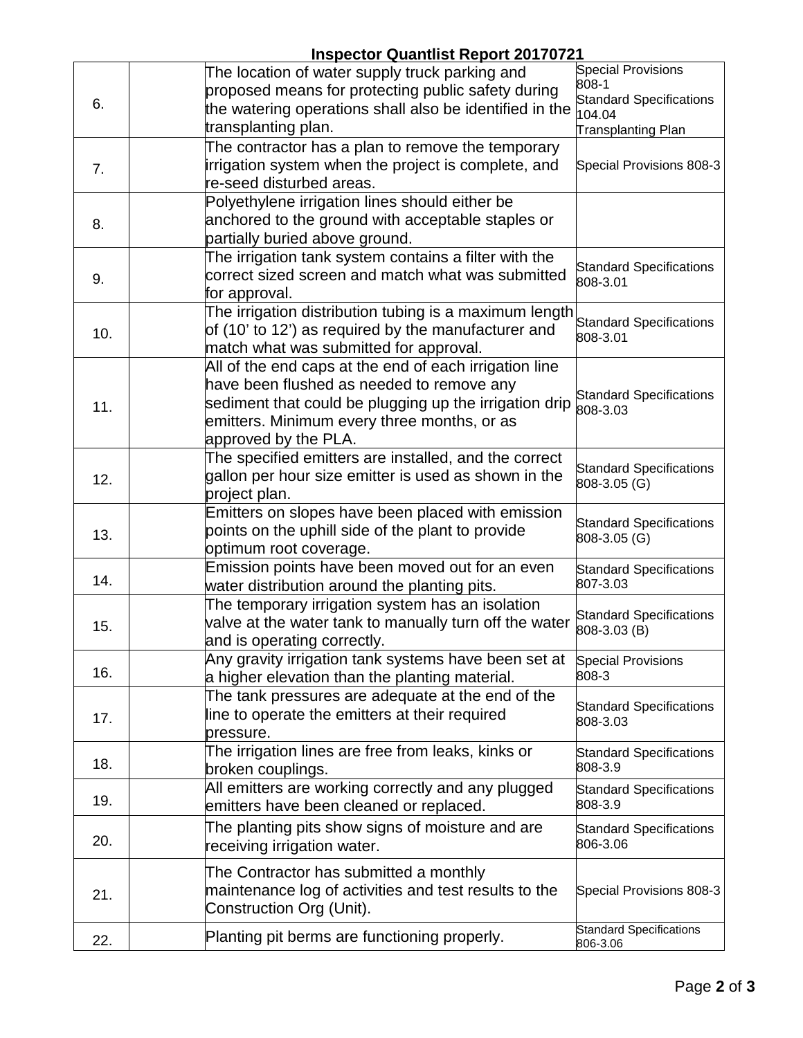**Inspector Quantlist Report 20170721**

| | | | |
|---|---|---|---|
| 6. | | The location of water supply truck parking and proposed means for protecting public safety during the watering operations shall also be identified in the transplanting plan. | Special Provisions 808-1<br>Standard Specifications 104.04<br>Transplanting Plan |
| 7. | | The contractor has a plan to remove the temporary irrigation system when the project is complete, and re-seed disturbed areas. | Special Provisions 808-3 |
| 8. | | Polyethylene irrigation lines should either be anchored to the ground with acceptable staples or partially buried above ground. | |
| 9. | | The irrigation tank system contains a filter with the correct sized screen and match what was submitted for approval. | Standard Specifications 808-3.01 |
| 10. | | The irrigation distribution tubing is a maximum length of (10' to 12') as required by the manufacturer and match what was submitted for approval. | Standard Specifications 808-3.01 |
| 11. | | All of the end caps at the end of each irrigation line have been flushed as needed to remove any sediment that could be plugging up the irrigation drip emitters. Minimum every three months, or as approved by the PLA. | Standard Specifications 808-3.03 |
| 12. | | The specified emitters are installed, and the correct gallon per hour size emitter is used as shown in the project plan. | Standard Specifications 808-3.05 (G) |
| 13. | | Emitters on slopes have been placed with emission points on the uphill side of the plant to provide optimum root coverage. | Standard Specifications 808-3.05 (G) |
| 14. | | Emission points have been moved out for an even water distribution around the planting pits. | Standard Specifications 807-3.03 |
| 15. | | The temporary irrigation system has an isolation valve at the water tank to manually turn off the water and is operating correctly. | Standard Specifications 808-3.03 (B) |
| 16. | | Any gravity irrigation tank systems have been set at a higher elevation than the planting material. | Special Provisions 808-3 |
| 17. | | The tank pressures are adequate at the end of the line to operate the emitters at their required pressure. | Standard Specifications 808-3.03 |
| 18. | | The irrigation lines are free from leaks, kinks or broken couplings. | Standard Specifications 808-3.9 |
| 19. | | All emitters are working correctly and any plugged emitters have been cleaned or replaced. | Standard Specifications 808-3.9 |
| 20. | | The planting pits show signs of moisture and are receiving irrigation water. | Standard Specifications 806-3.06 |
| 21. | | The Contractor has submitted a monthly maintenance log of activities and test results to the Construction Org (Unit). | Special Provisions 808-3 |
| 22. | | Planting pit berms are functioning properly. | Standard Specifications 806-3.06 |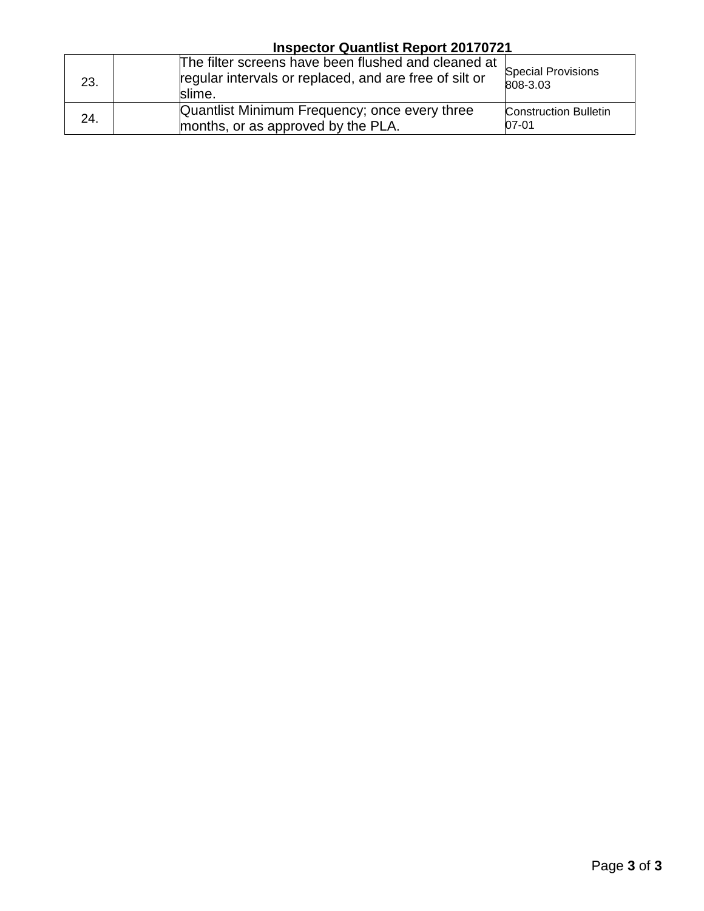**Inspector Quantlist Report 20170721**

| | | | |
|---|---|---|---|
| 23. | | The filter screens have been flushed and cleaned at regular intervals or replaced, and are free of silt or slime. | Special Provisions 808-3.03 |
| 24. | | Quantlist Minimum Frequency; once every three months, or as approved by the PLA. | Construction Bulletin 07-01 |